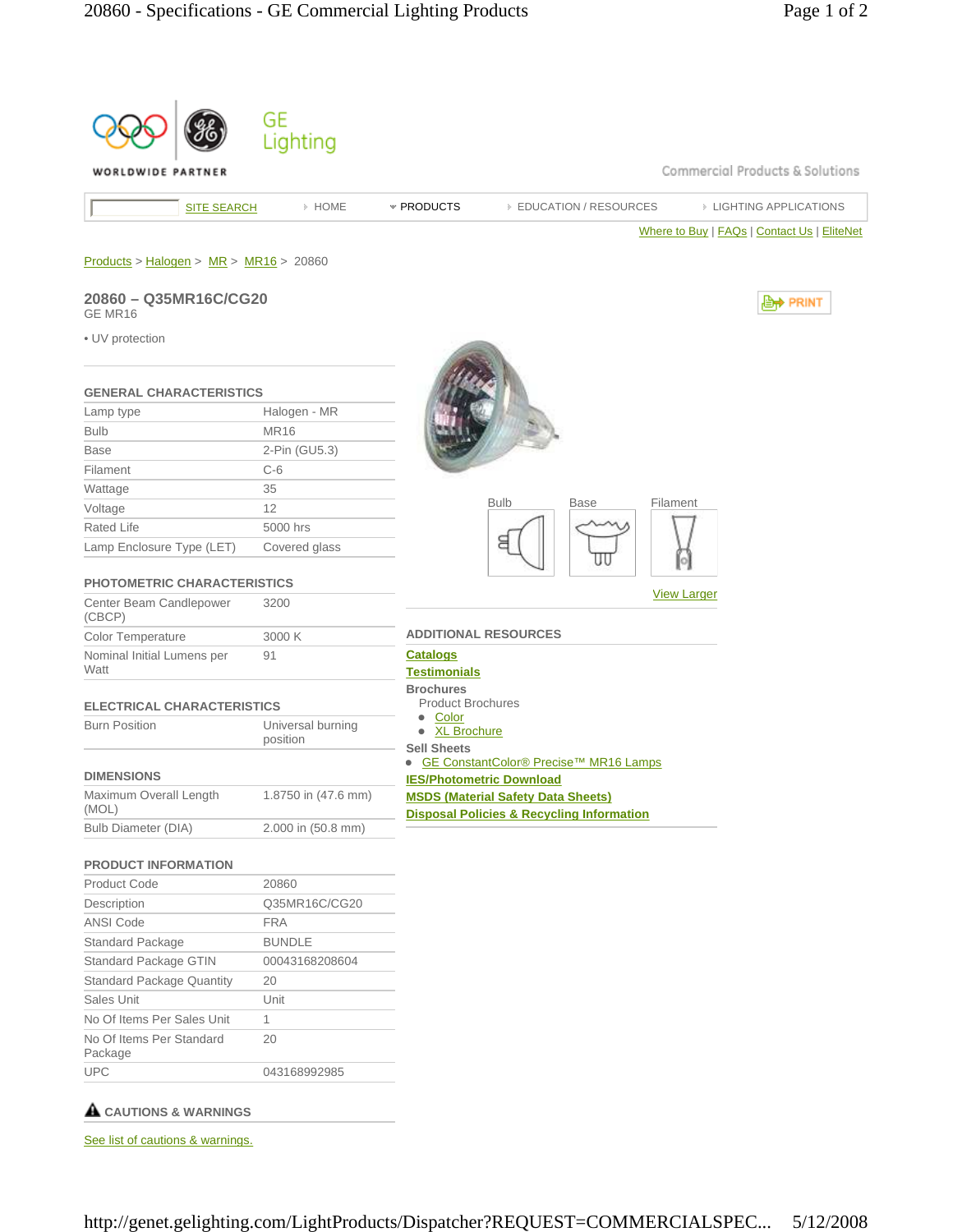GE Lighting

WORLDWIDE PARTNER

Commercial Products & Solutions

SITE SEARCH | HOME | PRODUCTS | EDUCATION / RESOURCES | LIGHTING APPLICATIONS

Where to Buy | FAQs | Contact Us | EliteNet

Products > Halogen > MR > MR16 > 20860

## 20860 – Q35MR16C/CG20

GE MR16

PRINT

• UV protection

### GENERAL CHARACTERISTICS

| | |
|---|---|
| Lamp type | Halogen - MR |
| Bulb | MR16 |
| Base | 2-Pin (GU5.3) |
| Filament | C-6 |
| Wattage | 35 |
| Voltage | 12 |
| Rated Life | 5000 hrs |
| Lamp Enclosure Type (LET) | Covered glass |

### PHOTOMETRIC CHARACTERISTICS

| | |
|---|---|
| Center Beam Candlepower (CBCP) | 3200 |
| Color Temperature | 3000 K |
| Nominal Initial Lumens per Watt | 91 |

### ELECTRICAL CHARACTERISTICS

| | |
|---|---|
| Burn Position | Universal burning position |

### DIMENSIONS

| | |
|---|---|
| Maximum Overall Length (MOL) | 1.8750 in (47.6 mm) |
| Bulb Diameter (DIA) | 2.000 in (50.8 mm) |

### PRODUCT INFORMATION

| | |
|---|---|
| Product Code | 20860 |
| Description | Q35MR16C/CG20 |
| ANSI Code | FRA |
| Standard Package | BUNDLE |
| Standard Package GTIN | 00043168208604 |
| Standard Package Quantity | 20 |
| Sales Unit | Unit |
| No Of Items Per Sales Unit | 1 |
| No Of Items Per Standard Package | 20 |
| UPC | 043168992985 |

### CAUTIONS & WARNINGS

See list of cautions & warnings.

Bulb | Base | Filament

View Larger

### ADDITIONAL RESOURCES

**Catalogs**

**Testimonials**

**Brochures**

Product Brochures

- Color
- XL Brochure

**Sell Sheets**

- GE ConstantColor® Precise™ MR16 Lamps

**IES/Photometric Download**

**MSDS (Material Safety Data Sheets)**

**Disposal Policies & Recycling Information**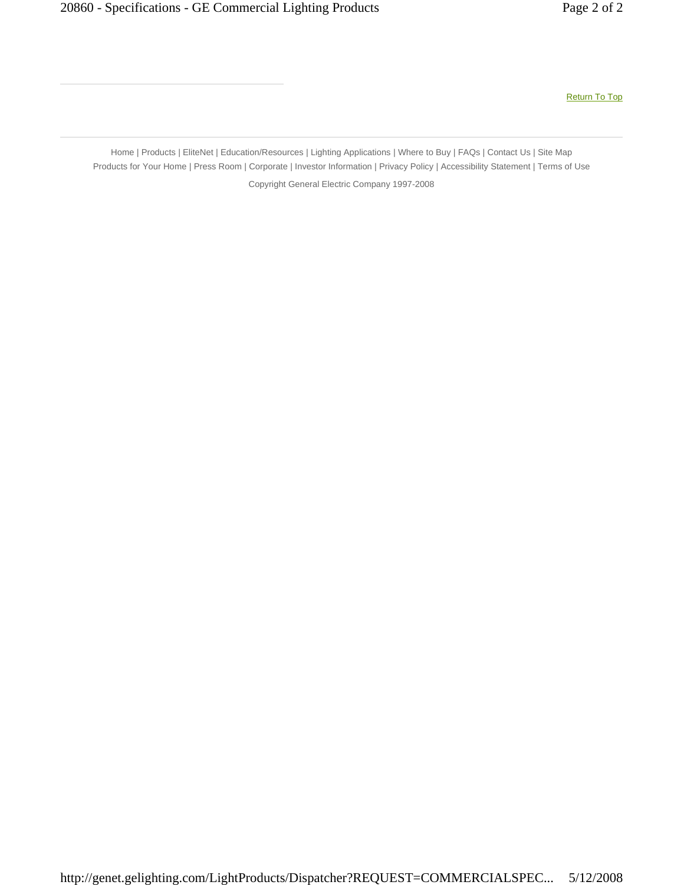Return To Top

---

Home | Products | EliteNet | Education/Resources | Lighting Applications | Where to Buy | FAQs | Contact Us | Site Map
Products for Your Home | Press Room | Corporate | Investor Information | Privacy Policy | Accessibility Statement | Terms of Use

Copyright General Electric Company 1997-2008